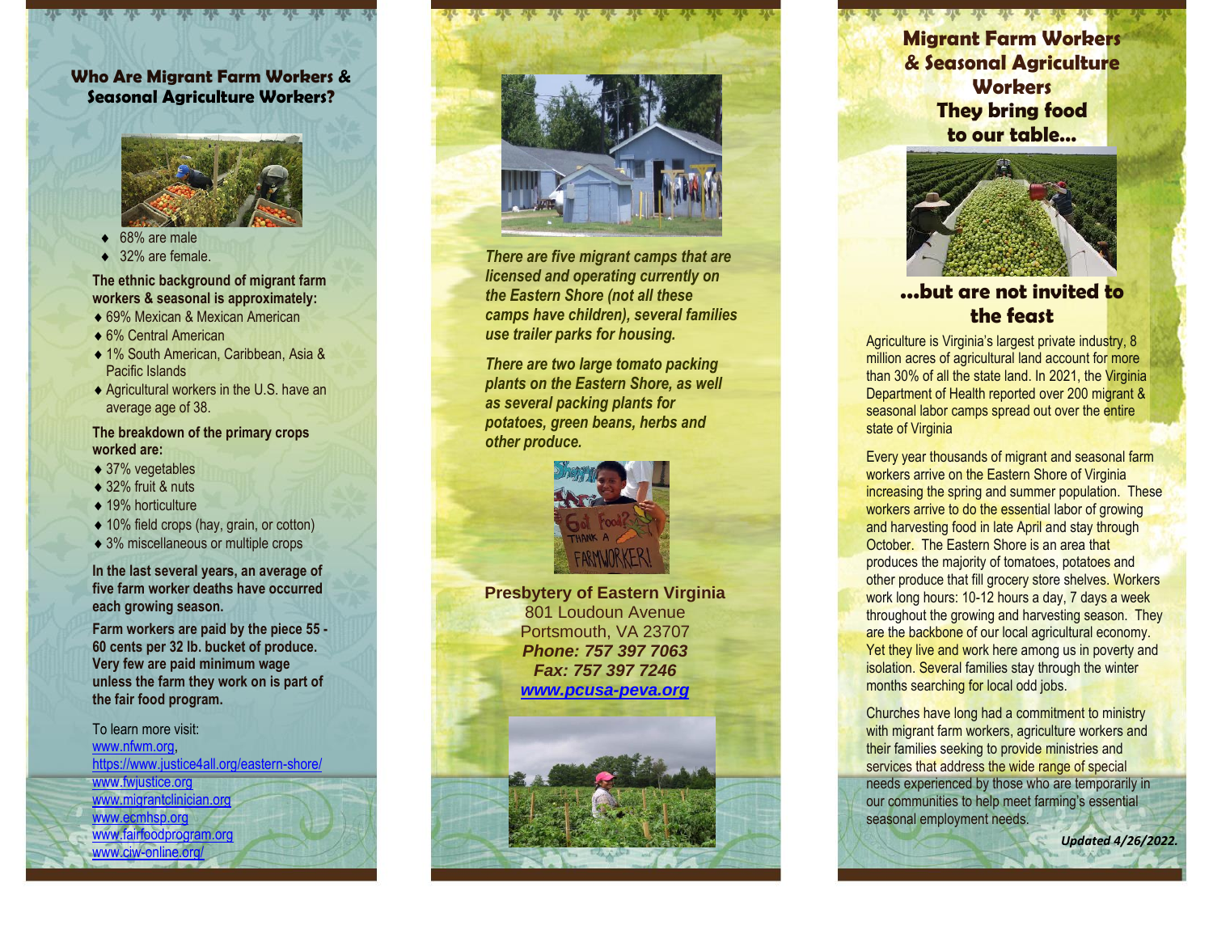## Who Are Migrant Farm Workers & Seasonal Agriculture Workers?

- 68% are male
- 32% are female.

**The ethnic background of migrant farm workers & seasonal is approximately:**

- 69% Mexican & Mexican American
- 6% Central American
- 1% South American, Caribbean, Asia & Pacific Islands
- Agricultural workers in the U.S. have an average age of 38.

**The breakdown of the primary crops worked are:**

- 37% vegetables
- 32% fruit & nuts
- 19% horticulture
- 10% field crops (hay, grain, or cotton)
- 3% miscellaneous or multiple crops

**In the last several years, an average of five farm worker deaths have occurred each growing season.**

**Farm workers are paid by the piece 55 - 60 cents per 32 lb. bucket of produce. Very few are paid minimum wage unless the farm they work on is part of the fair food program.**

To learn more visit:
www.nfwm.org,
https://www.justice4all.org/eastern-shore/
www.fwjustice.org
www.migrantclinician.org
www.ecmhsp.org
www.fairfoodprogram.org
www.ciw-online.org/

***There are five migrant camps that are licensed and operating currently on the Eastern Shore (not all these camps have children), several families use trailer parks for housing.***

***There are two large tomato packing plants on the Eastern Shore, as well as several packing plants for potatoes, green beans, herbs and other produce.***

**Presbytery of Eastern Virginia**
801 Loudoun Avenue
Portsmouth, VA 23707
***Phone: 757 397 7063***
***Fax: 757 397 7246***
***www.pcusa-peva.org***

## Migrant Farm Workers & Seasonal Agriculture Workers

## They bring food to our table…

## …but are not invited to the feast

Agriculture is Virginia's largest private industry, 8 million acres of agricultural land account for more than 30% of all the state land. In 2021, the Virginia Department of Health reported over 200 migrant & seasonal labor camps spread out over the entire state of Virginia

Every year thousands of migrant and seasonal farm workers arrive on the Eastern Shore of Virginia increasing the spring and summer population. These workers arrive to do the essential labor of growing and harvesting food in late April and stay through October. The Eastern Shore is an area that produces the majority of tomatoes, potatoes and other produce that fill grocery store shelves. Workers work long hours: 10-12 hours a day, 7 days a week throughout the growing and harvesting season. They are the backbone of our local agricultural economy. Yet they live and work here among us in poverty and isolation. Several families stay through the winter months searching for local odd jobs.

Churches have long had a commitment to ministry with migrant farm workers, agriculture workers and their families seeking to provide ministries and services that address the wide range of special needs experienced by those who are temporarily in our communities to help meet farming's essential seasonal employment needs.

***Updated 4/26/2022.***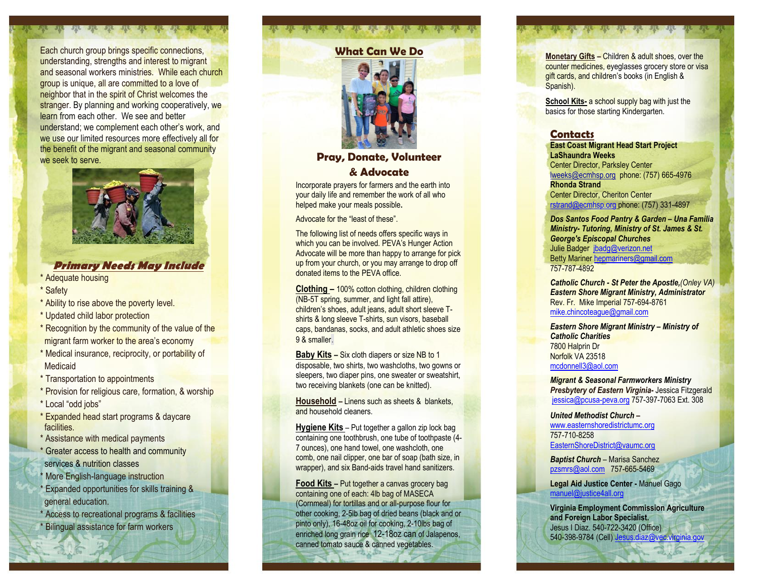Each church group brings specific connections, understanding, strengths and interest to migrant and seasonal workers ministries. While each church group is unique, all are committed to a love of neighbor that in the spirit of Christ welcomes the stranger. By planning and working cooperatively, we learn from each other. We see and better understand; we complement each other's work, and we use our limited resources more effectively all for the benefit of the migrant and seasonal community we seek to serve.

## Primary Needs May Include

* Adequate housing
* Safety
* Ability to rise above the poverty level.
* Updated child labor protection
* Recognition by the community of the value of the migrant farm worker to the area's economy
* Medical insurance, reciprocity, or portability of Medicaid
* Transportation to appointments
* Provision for religious care, formation, & worship
* Local "odd jobs"
* Expanded head start programs & daycare facilities.
* Assistance with medical payments
* Greater access to health and community services & nutrition classes
* More English-language instruction
* Expanded opportunities for skills training & general education.
* Access to recreational programs & facilities
* Bilingual assistance for farm workers

## What Can We Do

### Pray, Donate, Volunteer & Advocate

Incorporate prayers for farmers and the earth into your daily life and remember the work of all who helped make your meals possible.

Advocate for the "least of these".

The following list of needs offers specific ways in which you can be involved. PEVA's Hunger Action Advocate will be more than happy to arrange for pick up from your church, or you may arrange to drop off donated items to the PEVA office.

**Clothing** – 100% cotton clothing, children clothing (NB-5T spring, summer, and light fall attire), children's shoes, adult jeans, adult short sleeve T-shirts & long sleeve T-shirts, sun visors, baseball caps, bandanas, socks, and adult athletic shoes size 9 & smaller.

**Baby Kits** – Six cloth diapers or size NB to 1 disposable, two shirts, two washcloths, two gowns or sleepers, two diaper pins, one sweater or sweatshirt, two receiving blankets (one can be knitted).

**Household** – Linens such as sheets & blankets, and household cleaners.

**Hygiene Kits** – Put together a gallon zip lock bag containing one toothbrush, one tube of toothpaste (4-7 ounces), one hand towel, one washcloth, one comb, one nail clipper, one bar of soap (bath size, in wrapper), and six Band-aids travel hand sanitizers.

**Food Kits** – Put together a canvas grocery bag containing one of each: 4lb bag of MASECA (Cornmeal) for tortillas and or all-purpose flour for other cooking, 2-5lb bag of dried beans (black and or pinto only), 16-48oz oil for cooking, 2-10lbs bag of enriched long grain rice 12-18oz can of Jalapenos, canned tomato sauce & canned vegetables.

**Monetary Gifts** – Children & adult shoes, over the counter medicines, eyeglasses grocery store or visa gift cards, and children's books (in English & Spanish).

**School Kits-** a school supply bag with just the basics for those starting Kindergarten.

## Contacts

**East Coast Migrant Head Start Project**
**LaShaundra Weeks**
Center Director, Parksley Center
lweeks@ecmhsp.org phone: (757) 665-4976
**Rhonda Strand**
Center Director, Cheriton Center
rstrand@ecmhsp.org phone: (757) 331-4897

***Dos Santos Food Pantry & Garden – Una Familia Ministry- Tutoring, Ministry of St. James & St. George's Episcopal Churches***
Julie Badger jbadg@verizon.net
Betty Mariner hepmariners@gmail.com
757-787-4892

***Catholic Church - St Peter the Apostle,***(Onley VA)
***Eastern Shore Migrant Ministry, Administrator***
Rev. Fr. Mike Imperial 757-694-8761
mike.chincoteague@gmail.com

***Eastern Shore Migrant Ministry – Ministry of Catholic Charities***
7800 Halprin Dr
Norfolk VA 23518
mcdonnell3@aol.com

***Migrant & Seasonal Farmworkers Ministry Presbytery of Eastern Virginia-*** Jessica Fitzgerald
jessica@pcusa-peva.org 757-397-7063 Ext. 308

***United Methodist Church –***
www.easternshoredistrictumc.org
757-710-8258
EasternShoreDistrict@vaumc.org

***Baptist Church*** – Marisa Sanchez
pzsmrs@aol.com 757-665-5469

**Legal Aid Justice Center -** Manuel Gago
manuel@justice4all.org

**Virginia Employment Commission Agriculture and Foreign Labor Specialist.**
Jesus I Diaz. 540-722-3420 (Office)
540-398-9784 (Cell) Jesus.diaz@vec.virginia.gov